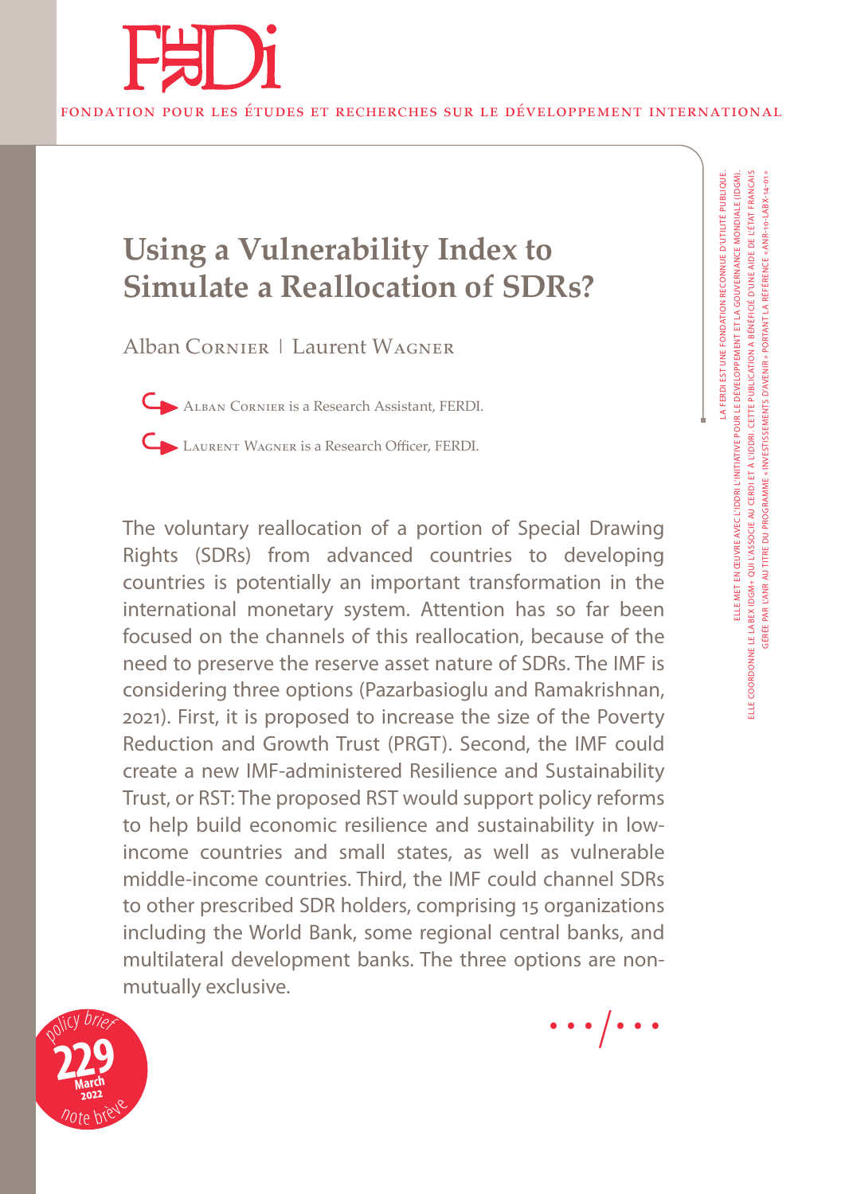FONDATION POUR LES ÉTUDES ET RECHERCHES SUR LE DÉVELOPPEMENT INTERNATIONAL

# Using a Vulnerability Index to Simulate a Reallocation of SDRs?

Alban Cornier | Laurent Wagner

Alban Cornier is a Research Assistant, FERDI.

Laurent Wagner is a Research Officer, FERDI.

The voluntary reallocation of a portion of Special Drawing Rights (SDRs) from advanced countries to developing countries is potentially an important transformation in the international monetary system. Attention has so far been focused on the channels of this reallocation, because of the need to preserve the reserve asset nature of SDRs. The IMF is considering three options (Pazarbasioglu and Ramakrishnan, 2021). First, it is proposed to increase the size of the Poverty Reduction and Growth Trust (PRGT). Second, the IMF could create a new IMF-administered Resilience and Sustainability Trust, or RST: The proposed RST would support policy reforms to help build economic resilience and sustainability in low-income countries and small states, as well as vulnerable middle-income countries. Third, the IMF could channel SDRs to other prescribed SDR holders, comprising 15 organizations including the World Bank, some regional central banks, and multilateral development banks. The three options are non-mutually exclusive.

policy brief 229 March 2022 note brève

LA FERDI EST UNE FONDATION RECONNUE D'UTILITÉ PUBLIQUE. ELLE MET EN ŒUVRE AVEC L'IDDRI L'INITIATIVE POUR LE DÉVELOPPEMENT ET LA GOUVERNANCE MONDIALE (IDGM). ELLE COORDONNE LE LABEX IDGM+ QUI L'ASSOCIE AU CERDI ET À L'IDDRI. CETTE PUBLICATION A BÉNÉFICIÉ D'UNE AIDE DE L'ÉTAT FRANÇAIS GÉRÉE PAR L'ANR AU TITRE DU PROGRAMME « INVESTISSEMENTS D'AVENIR » PORTANT LA RÉFÉRENCE « ANR-10-LABX-14-01 »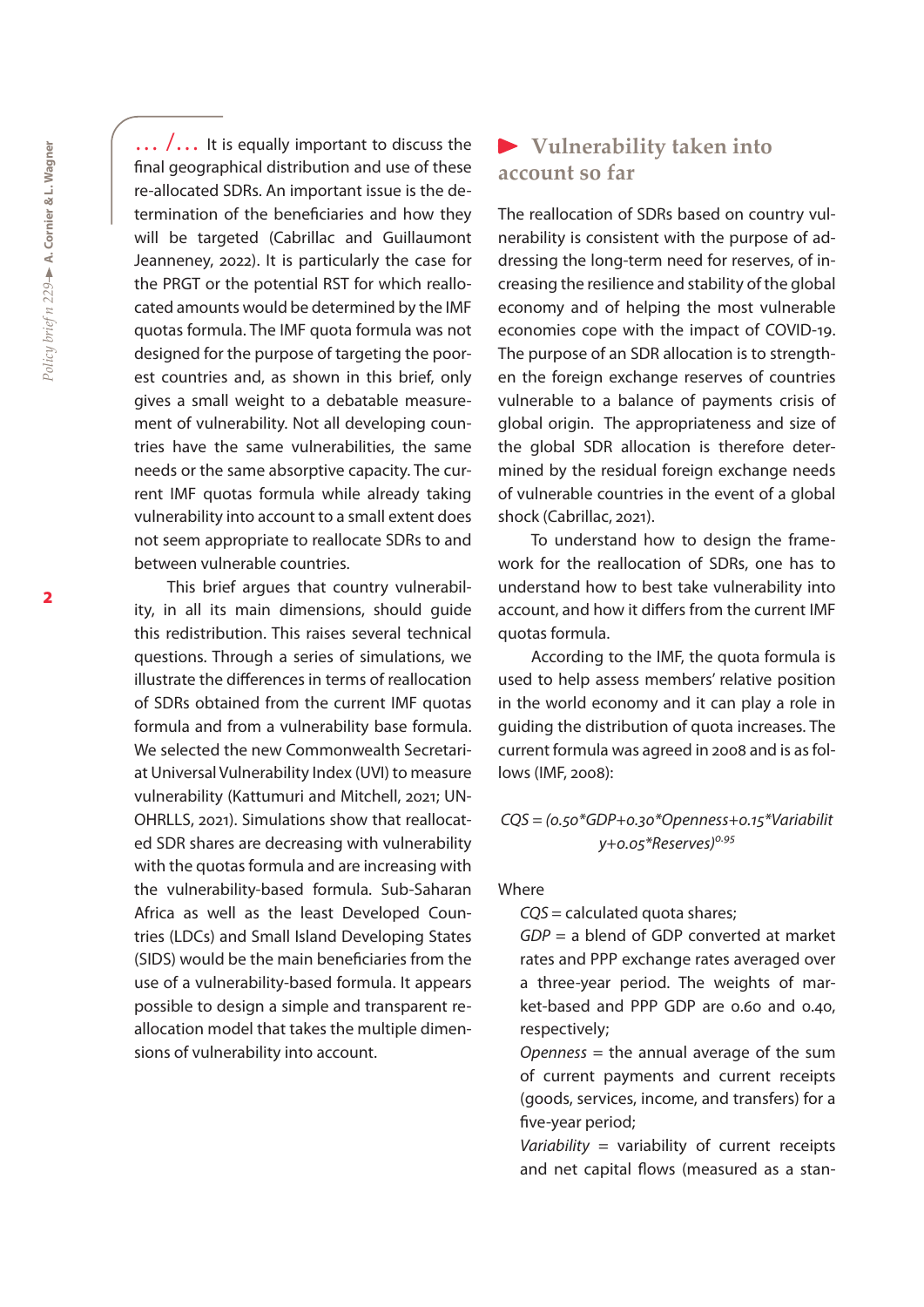… /… It is equally important to discuss the final geographical distribution and use of these re-allocated SDRs. An important issue is the determination of the beneficiaries and how they will be targeted (Cabrillac and Guillaumont Jeanneney, 2022). It is particularly the case for the PRGT or the potential RST for which reallocated amounts would be determined by the IMF quotas formula. The IMF quota formula was not designed for the purpose of targeting the poorest countries and, as shown in this brief, only gives a small weight to a debatable measurement of vulnerability. Not all developing countries have the same vulnerabilities, the same needs or the same absorptive capacity. The current IMF quotas formula while already taking vulnerability into account to a small extent does not seem appropriate to reallocate SDRs to and between vulnerable countries.

This brief argues that country vulnerability, in all its main dimensions, should guide this redistribution. This raises several technical questions. Through a series of simulations, we illustrate the differences in terms of reallocation of SDRs obtained from the current IMF quotas formula and from a vulnerability base formula. We selected the new Commonwealth Secretariat Universal Vulnerability Index (UVI) to measure vulnerability (Kattumuri and Mitchell, 2021; UN-OHRLLS, 2021). Simulations show that reallocated SDR shares are decreasing with vulnerability with the quotas formula and are increasing with the vulnerability-based formula. Sub-Saharan Africa as well as the least Developed Countries (LDCs) and Small Island Developing States (SIDS) would be the main beneficiaries from the use of a vulnerability-based formula. It appears possible to design a simple and transparent reallocation model that takes the multiple dimensions of vulnerability into account.

## Vulnerability taken into account so far

The reallocation of SDRs based on country vulnerability is consistent with the purpose of addressing the long-term need for reserves, of increasing the resilience and stability of the global economy and of helping the most vulnerable economies cope with the impact of COVID-19. The purpose of an SDR allocation is to strengthen the foreign exchange reserves of countries vulnerable to a balance of payments crisis of global origin. The appropriateness and size of the global SDR allocation is therefore determined by the residual foreign exchange needs of vulnerable countries in the event of a global shock (Cabrillac, 2021).

To understand how to design the framework for the reallocation of SDRs, one has to understand how to best take vulnerability into account, and how it differs from the current IMF quotas formula.

According to the IMF, the quota formula is used to help assess members' relative position in the world economy and it can play a role in guiding the distribution of quota increases. The current formula was agreed in 2008 and is as follows (IMF, 2008):

$$CQS = (0.50*GDP+0.30*Openness+0.15*Variability+0.05*Reserves)^{0.95}$$

Where

- *CQS* = calculated quota shares;
- *GDP* = a blend of GDP converted at market rates and PPP exchange rates averaged over a three-year period. The weights of market-based and PPP GDP are 0.60 and 0.40, respectively;
- *Openness* = the annual average of the sum of current payments and current receipts (goods, services, income, and transfers) for a five-year period;
- *Variability* = variability of current receipts and net capital flows (measured as a stan-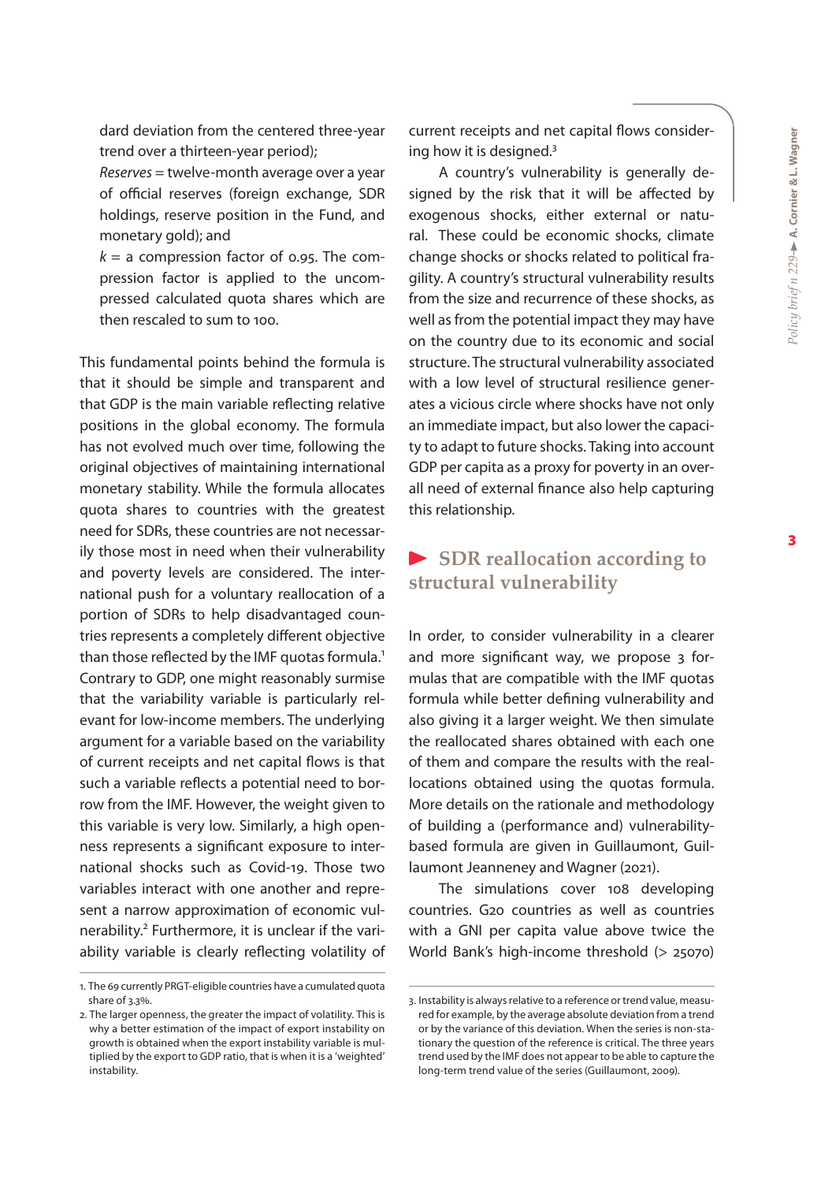dard deviation from the centered three-year trend over a thirteen-year period);

*Reserves* = twelve-month average over a year of official reserves (foreign exchange, SDR holdings, reserve position in the Fund, and monetary gold); and

$k$ = a compression factor of 0.95. The compression factor is applied to the uncompressed calculated quota shares which are then rescaled to sum to 100.

This fundamental points behind the formula is that it should be simple and transparent and that GDP is the main variable reflecting relative positions in the global economy. The formula has not evolved much over time, following the original objectives of maintaining international monetary stability. While the formula allocates quota shares to countries with the greatest need for SDRs, these countries are not necessarily those most in need when their vulnerability and poverty levels are considered. The international push for a voluntary reallocation of a portion of SDRs to help disadvantaged countries represents a completely different objective than those reflected by the IMF quotas formula.[1] Contrary to GDP, one might reasonably surmise that the variability variable is particularly relevant for low-income members. The underlying argument for a variable based on the variability of current receipts and net capital flows is that such a variable reflects a potential need to borrow from the IMF. However, the weight given to this variable is very low. Similarly, a high openness represents a significant exposure to international shocks such as Covid-19. Those two variables interact with one another and represent a narrow approximation of economic vulnerability.[2] Furthermore, it is unclear if the variability variable is clearly reflecting volatility of current receipts and net capital flows considering how it is designed.[3]

A country's vulnerability is generally designed by the risk that it will be affected by exogenous shocks, either external or natural. These could be economic shocks, climate change shocks or shocks related to political fragility. A country's structural vulnerability results from the size and recurrence of these shocks, as well as from the potential impact they may have on the country due to its economic and social structure. The structural vulnerability associated with a low level of structural resilience generates a vicious circle where shocks have not only an immediate impact, but also lower the capacity to adapt to future shocks. Taking into account GDP per capita as a proxy for poverty in an overall need of external finance also help capturing this relationship.

## SDR reallocation according to structural vulnerability

In order, to consider vulnerability in a clearer and more significant way, we propose 3 formulas that are compatible with the IMF quotas formula while better defining vulnerability and also giving it a larger weight. We then simulate the reallocated shares obtained with each one of them and compare the results with the reallocations obtained using the quotas formula. More details on the rationale and methodology of building a (performance and) vulnerability-based formula are given in Guillaumont, Guillaumont Jeanneney and Wagner (2021).

The simulations cover 108 developing countries. G20 countries as well as countries with a GNI per capita value above twice the World Bank's high-income threshold (> 25070)

---

1. The 69 currently PRGT-eligible countries have a cumulated quota share of 3.3%.
2. The larger openness, the greater the impact of volatility. This is why a better estimation of the impact of export instability on growth is obtained when the export instability variable is multiplied by the export to GDP ratio, that is when it is a 'weighted' instability.
3. Instability is always relative to a reference or trend value, measured for example, by the average absolute deviation from a trend or by the variance of this deviation. When the series is non-stationary the question of the reference is critical. The three years trend used by the IMF does not appear to be able to capture the long-term trend value of the series (Guillaumont, 2009).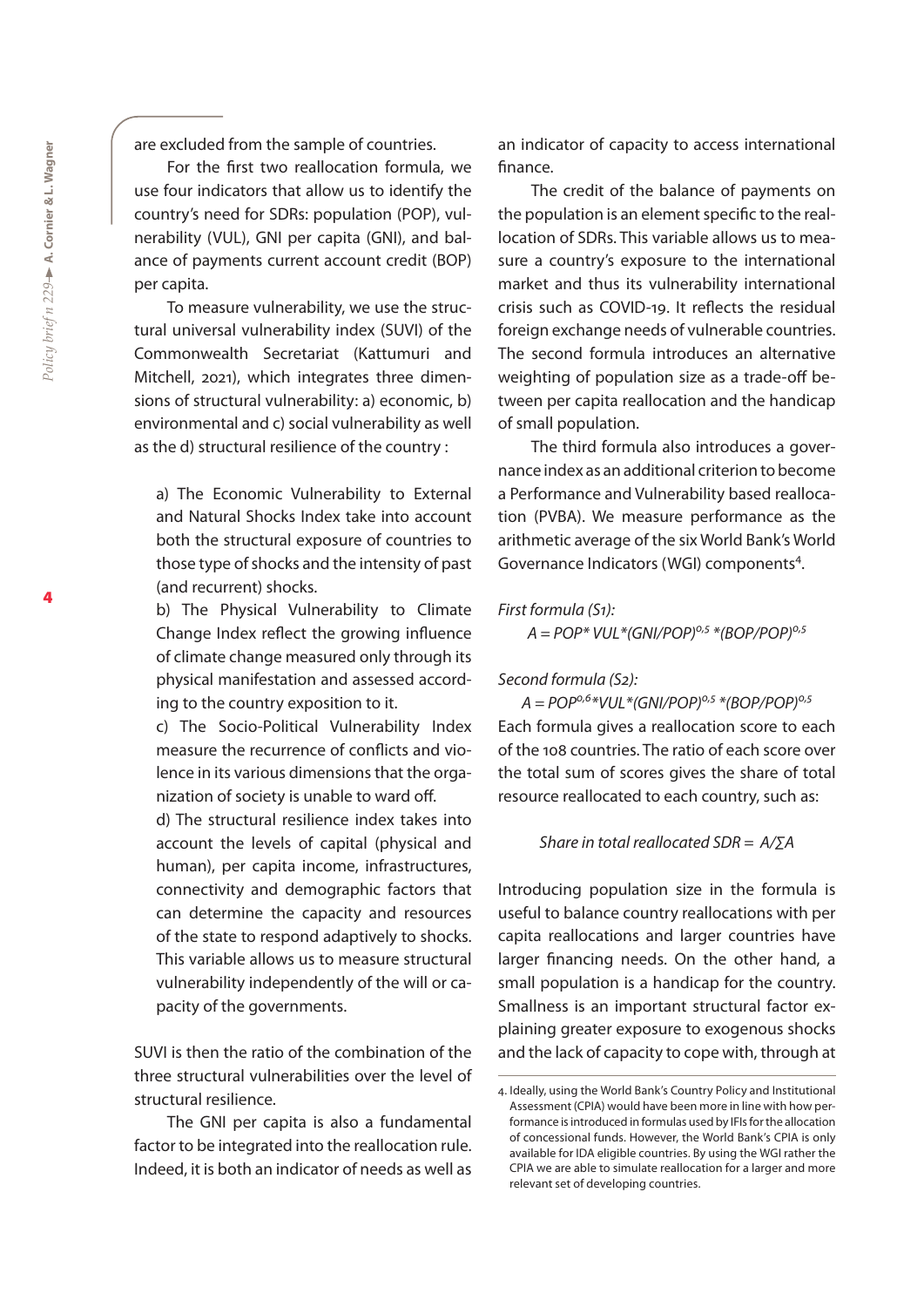are excluded from the sample of countries.

For the first two reallocation formula, we use four indicators that allow us to identify the country's need for SDRs: population (POP), vulnerability (VUL), GNI per capita (GNI), and balance of payments current account credit (BOP) per capita.

To measure vulnerability, we use the structural universal vulnerability index (SUVI) of the Commonwealth Secretariat (Kattumuri and Mitchell, 2021), which integrates three dimensions of structural vulnerability: a) economic, b) environmental and c) social vulnerability as well as the d) structural resilience of the country :

a) The Economic Vulnerability to External and Natural Shocks Index take into account both the structural exposure of countries to those type of shocks and the intensity of past (and recurrent) shocks.

b) The Physical Vulnerability to Climate Change Index reflect the growing influence of climate change measured only through its physical manifestation and assessed according to the country exposition to it.

c) The Socio-Political Vulnerability Index measure the recurrence of conflicts and violence in its various dimensions that the organization of society is unable to ward off.

d) The structural resilience index takes into account the levels of capital (physical and human), per capita income, infrastructures, connectivity and demographic factors that can determine the capacity and resources of the state to respond adaptively to shocks. This variable allows us to measure structural vulnerability independently of the will or capacity of the governments.

SUVI is then the ratio of the combination of the three structural vulnerabilities over the level of structural resilience.

The GNI per capita is also a fundamental factor to be integrated into the reallocation rule. Indeed, it is both an indicator of needs as well as an indicator of capacity to access international finance.

The credit of the balance of payments on the population is an element specific to the reallocation of SDRs. This variable allows us to measure a country's exposure to the international market and thus its vulnerability international crisis such as COVID-19. It reflects the residual foreign exchange needs of vulnerable countries. The second formula introduces an alternative weighting of population size as a trade-off between per capita reallocation and the handicap of small population.

The third formula also introduces a governance index as an additional criterion to become a Performance and Vulnerability based reallocation (PVBA). We measure performance as the arithmetic average of the six World Bank's World Governance Indicators (WGI) components[4].

*First formula (S1):*

$$A = POP * VUL * (GNI/POP)^{0,5} * (BOP/POP)^{0,5}$$

*Second formula (S2):*

$$A = POP^{0,6} * VUL * (GNI/POP)^{0,5} * (BOP/POP)^{0,5}$$

Each formula gives a reallocation score to each of the 108 countries. The ratio of each score over the total sum of scores gives the share of total resource reallocated to each country, such as:

$$\text{Share in total reallocated SDR} = A/\sum A$$

Introducing population size in the formula is useful to balance country reallocations with per capita reallocations and larger countries have larger financing needs. On the other hand, a small population is a handicap for the country. Smallness is an important structural factor explaining greater exposure to exogenous shocks and the lack of capacity to cope with, through at

4. Ideally, using the World Bank's Country Policy and Institutional Assessment (CPIA) would have been more in line with how performance is introduced in formulas used by IFIs for the allocation of concessional funds. However, the World Bank's CPIA is only available for IDA eligible countries. By using the WGI rather the CPIA we are able to simulate reallocation for a larger and more relevant set of developing countries.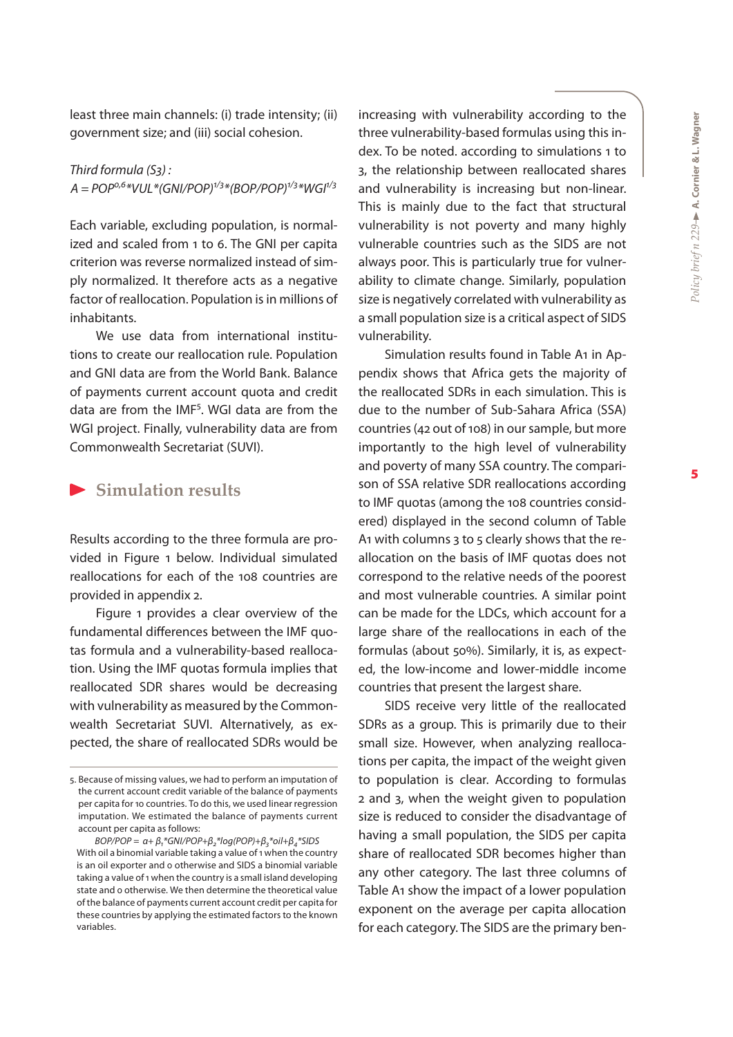least three main channels: (i) trade intensity; (ii) government size; and (iii) social cohesion.

*Third formula (S3) :*

$$A = POP^{0,6} * VUL * (GNI/POP)^{1/3} * (BOP/POP)^{1/3} * WGI^{1/3}$$

Each variable, excluding population, is normalized and scaled from 1 to 6. The GNI per capita criterion was reverse normalized instead of simply normalized. It therefore acts as a negative factor of reallocation. Population is in millions of inhabitants.

We use data from international institutions to create our reallocation rule. Population and GNI data are from the World Bank. Balance of payments current account quota and credit data are from the IMF[5]. WGI data are from the WGI project. Finally, vulnerability data are from Commonwealth Secretariat (SUVI).

## Simulation results

Results according to the three formula are provided in Figure 1 below. Individual simulated reallocations for each of the 108 countries are provided in appendix 2.

Figure 1 provides a clear overview of the fundamental differences between the IMF quotas formula and a vulnerability-based reallocation. Using the IMF quotas formula implies that reallocated SDR shares would be decreasing with vulnerability as measured by the Commonwealth Secretariat SUVI. Alternatively, as expected, the share of reallocated SDRs would be increasing with vulnerability according to the three vulnerability-based formulas using this index. To be noted. according to simulations 1 to 3, the relationship between reallocated shares and vulnerability is increasing but non-linear. This is mainly due to the fact that structural vulnerability is not poverty and many highly vulnerable countries such as the SIDS are not always poor. This is particularly true for vulnerability to climate change. Similarly, population size is negatively correlated with vulnerability as a small population size is a critical aspect of SIDS vulnerability.

Simulation results found in Table A1 in Appendix shows that Africa gets the majority of the reallocated SDRs in each simulation. This is due to the number of Sub-Sahara Africa (SSA) countries (42 out of 108) in our sample, but more importantly to the high level of vulnerability and poverty of many SSA country. The comparison of SSA relative SDR reallocations according to IMF quotas (among the 108 countries considered) displayed in the second column of Table A1 with columns 3 to 5 clearly shows that the reallocation on the basis of IMF quotas does not correspond to the relative needs of the poorest and most vulnerable countries. A similar point can be made for the LDCs, which account for a large share of the reallocations in each of the formulas (about 50%). Similarly, it is, as expected, the low-income and lower-middle income countries that present the largest share.

SIDS receive very little of the reallocated SDRs as a group. This is primarily due to their small size. However, when analyzing reallocations per capita, the impact of the weight given to population is clear. According to formulas 2 and 3, when the weight given to population size is reduced to consider the disadvantage of having a small population, the SIDS per capita share of reallocated SDR becomes higher than any other category. The last three columns of Table A1 show the impact of a lower population exponent on the average per capita allocation for each category. The SIDS are the primary ben-

---

5. Because of missing values, we had to perform an imputation of the current account credit variable of the balance of payments per capita for 10 countries. To do this, we used linear regression imputation. We estimated the balance of payments current account per capita as follows:

$$BOP/POP = \alpha + \beta_1 * GNI/POP + \beta_2 * \log(POP) + \beta_3 * oil + \beta_4 * SIDS$$

With oil a binomial variable taking a value of 1 when the country is an oil exporter and 0 otherwise and SIDS a binomial variable taking a value of 1 when the country is a small island developing state and 0 otherwise. We then determine the theoretical value of the balance of payments current account credit per capita for these countries by applying the estimated factors to the known variables.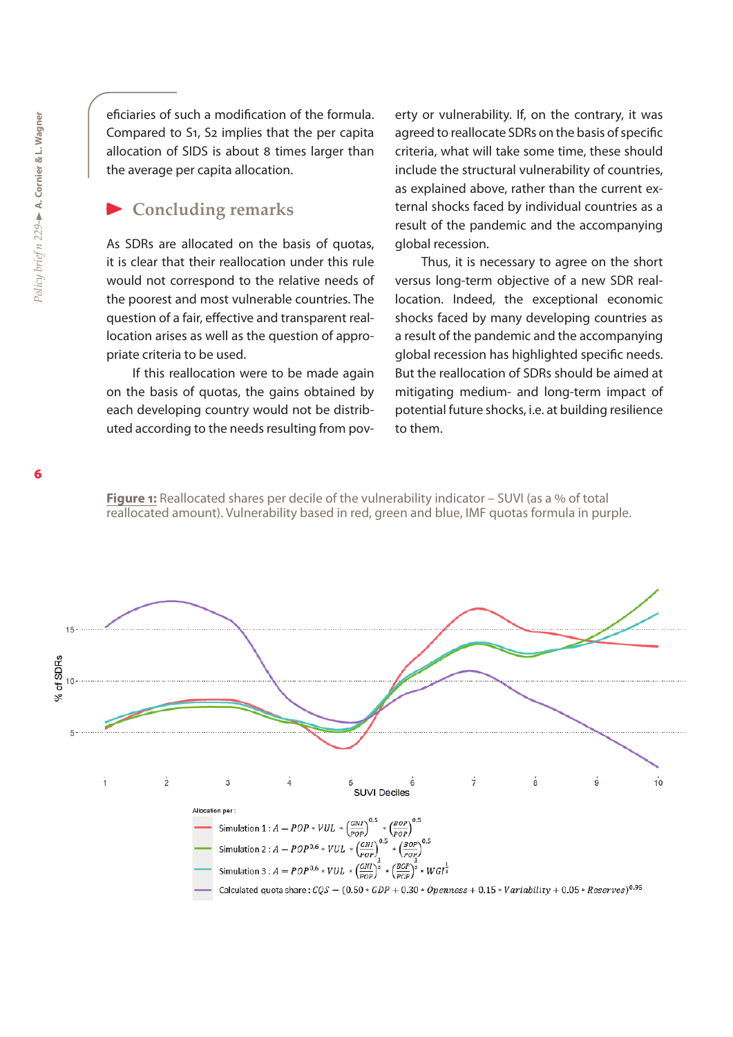eficiaries of such a modification of the formula. Compared to S1, S2 implies that the per capita allocation of SIDS is about 8 times larger than the average per capita allocation.

## Concluding remarks

As SDRs are allocated on the basis of quotas, it is clear that their reallocation under this rule would not correspond to the relative needs of the poorest and most vulnerable countries. The question of a fair, effective and transparent reallocation arises as well as the question of appropriate criteria to be used.

If this reallocation were to be made again on the basis of quotas, the gains obtained by each developing country would not be distributed according to the needs resulting from poverty or vulnerability. If, on the contrary, it was agreed to reallocate SDRs on the basis of specific criteria, what will take some time, these should include the structural vulnerability of countries, as explained above, rather than the current external shocks faced by individual countries as a result of the pandemic and the accompanying global recession.

Thus, it is necessary to agree on the short versus long-term objective of a new SDR reallocation. Indeed, the exceptional economic shocks faced by many developing countries as a result of the pandemic and the accompanying global recession has highlighted specific needs. But the reallocation of SDRs should be aimed at mitigating medium- and long-term impact of potential future shocks, i.e. at building resilience to them.

**Figure 1:** Reallocated shares per decile of the vulnerability indicator – SUVI (as a % of total reallocated amount). Vulnerability based in red, green and blue, IMF quotas formula in purple.

Allocation per:

- Simulation 1 : $A = POP * VUL * \left(\frac{GNI}{POP}\right)^{0.5} * \left(\frac{BOP}{POP}\right)^{0.5}$
- Simulation 2 : $A = POP^{0.6} * VUL * \left(\frac{GNI}{POP}\right)^{0.5} * \left(\frac{BOP}{POP}\right)^{0.5}$
- Simulation 3 : $A = POP^{0.6} * VUL * \left(\frac{GNI}{POP}\right)^{\frac{1}{3}} * \left(\frac{BOP}{POP}\right)^{\frac{1}{3}} * WGI^{\frac{1}{3}}$
- Calculated quota share : $CQS = (0.50 * GDP + 0.30 * Openness + 0.15 * Variability + 0.05 * Reserves)^{0.95}$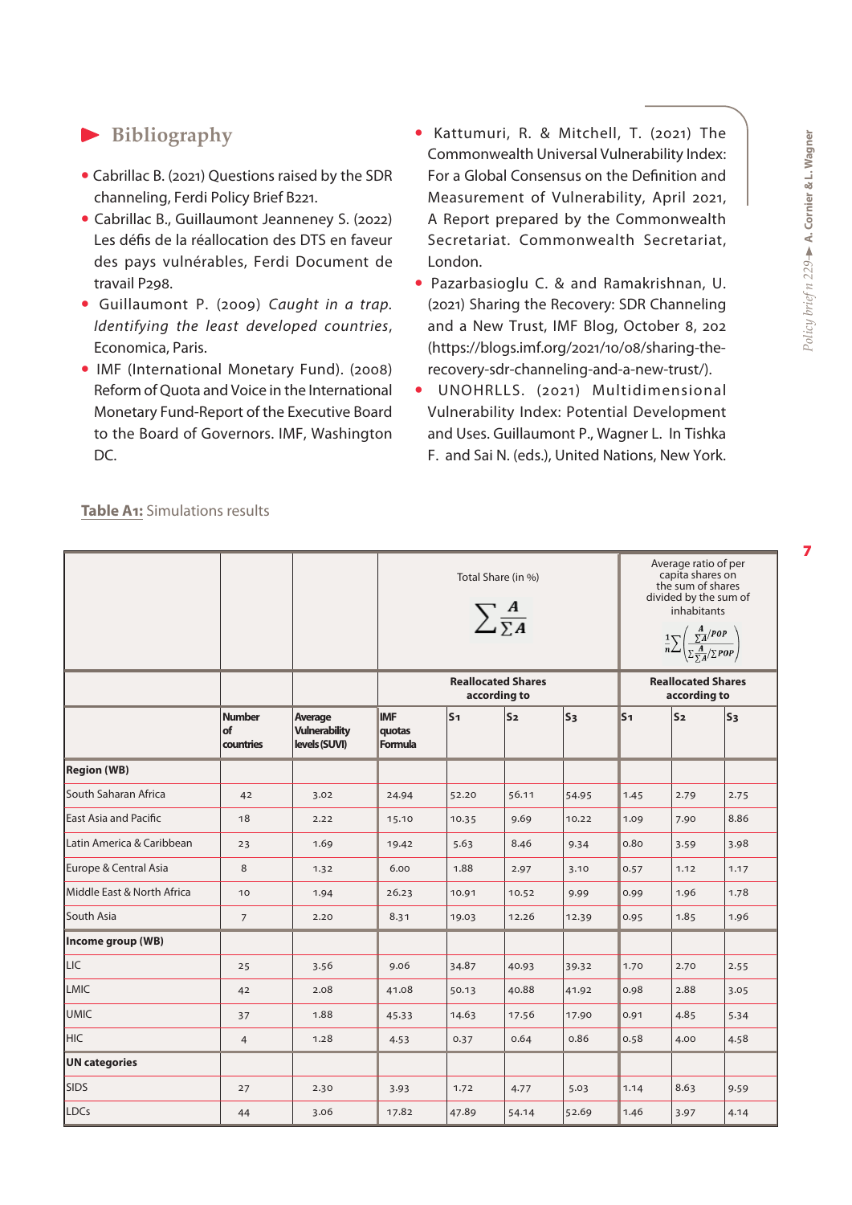## Bibliography

- Cabrillac B. (2021) Questions raised by the SDR channeling, Ferdi Policy Brief B221.
- Cabrillac B., Guillaumont Jeanneney S. (2022) Les défis de la réallocation des DTS en faveur des pays vulnérables, Ferdi Document de travail P298.
- Guillaumont P. (2009) *Caught in a trap. Identifying the least developed countries*, Economica, Paris.
- IMF (International Monetary Fund). (2008) Reform of Quota and Voice in the International Monetary Fund-Report of the Executive Board to the Board of Governors. IMF, Washington DC.
- Kattumuri, R. & Mitchell, T. (2021) The Commonwealth Universal Vulnerability Index: For a Global Consensus on the Definition and Measurement of Vulnerability, April 2021, A Report prepared by the Commonwealth Secretariat. Commonwealth Secretariat, London.
- Pazarbasioglu C. & and Ramakrishnan, U. (2021) Sharing the Recovery: SDR Channeling and a New Trust, IMF Blog, October 8, 202 (https://blogs.imf.org/2021/10/08/sharing-the-recovery-sdr-channeling-and-a-new-trust/).
- UNOHRLLS. (2021) Multidimensional Vulnerability Index: Potential Development and Uses. Guillaumont P., Wagner L. In Tishka F. and Sai N. (eds.), United Nations, New York.

**Table A1:** Simulations results

| | | | Total Share (in %) $\sum \frac{A}{\sum A}$ | | | | Average ratio of per capita shares on the sum of shares divided by the sum of inhabitants $\frac{1}{n}\sum\left(\frac{\frac{A}{\sum A}/POP}{\sum \frac{A}{\sum A}/\sum POP}\right)$ | | |
|---|---|---|---|---|---|---|---|---|---|
| | | | | Reallocated Shares according to | | | Reallocated Shares according to | | |
| | **Number of countries** | **Average Vulnerability levels (SUVI)** | **IMF quotas Formula** | **S1** | **S2** | **S3** | **S1** | **S2** | **S3** |
| **Region (WB)** | | | | | | | | | |
| South Saharan Africa | 42 | 3.02 | 24.94 | 52.20 | 56.11 | 54.95 | 1.45 | 2.79 | 2.75 |
| East Asia and Pacific | 18 | 2.22 | 15.10 | 10.35 | 9.69 | 10.22 | 1.09 | 7.90 | 8.86 |
| Latin America & Caribbean | 23 | 1.69 | 19.42 | 5.63 | 8.46 | 9.34 | 0.80 | 3.59 | 3.98 |
| Europe & Central Asia | 8 | 1.32 | 6.00 | 1.88 | 2.97 | 3.10 | 0.57 | 1.12 | 1.17 |
| Middle East & North Africa | 10 | 1.94 | 26.23 | 10.91 | 10.52 | 9.99 | 0.99 | 1.96 | 1.78 |
| South Asia | 7 | 2.20 | 8.31 | 19.03 | 12.26 | 12.39 | 0.95 | 1.85 | 1.96 |
| **Income group (WB)** | | | | | | | | | |
| LIC | 25 | 3.56 | 9.06 | 34.87 | 40.93 | 39.32 | 1.70 | 2.70 | 2.55 |
| LMIC | 42 | 2.08 | 41.08 | 50.13 | 40.88 | 41.92 | 0.98 | 2.88 | 3.05 |
| UMIC | 37 | 1.88 | 45.33 | 14.63 | 17.56 | 17.90 | 0.91 | 4.85 | 5.34 |
| HIC | 4 | 1.28 | 4.53 | 0.37 | 0.64 | 0.86 | 0.58 | 4.00 | 4.58 |
| **UN categories** | | | | | | | | | |
| SIDS | 27 | 2.30 | 3.93 | 1.72 | 4.77 | 5.03 | 1.14 | 8.63 | 9.59 |
| LDCs | 44 | 3.06 | 17.82 | 47.89 | 54.14 | 52.69 | 1.46 | 3.97 | 4.14 |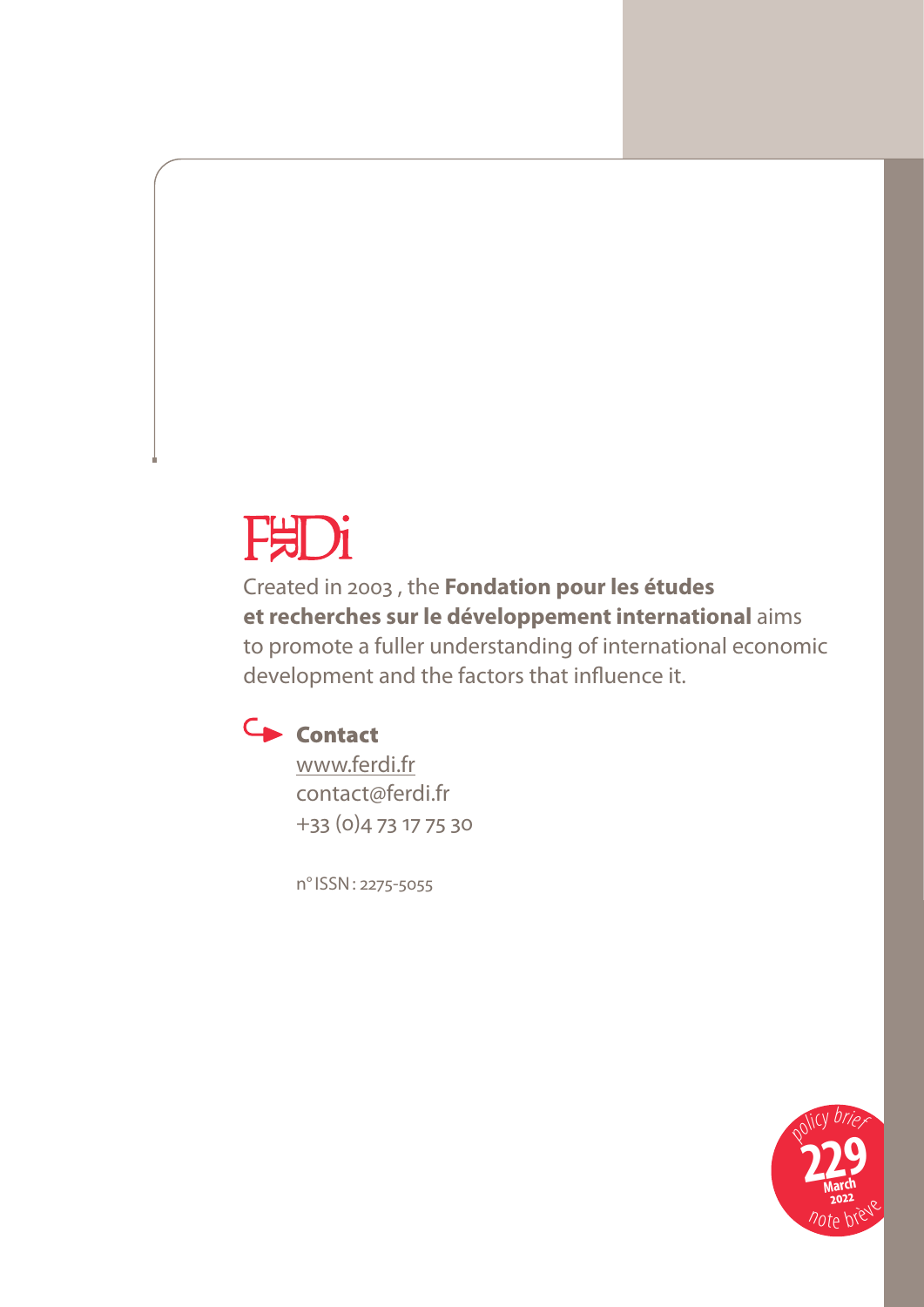FERDi

Created in 2003 , the **Fondation pour les études et recherches sur le développement international** aims to promote a fuller understanding of international economic development and the factors that influence it.

**Contact**

www.ferdi.fr
contact@ferdi.fr
+33 (0)4 73 17 75 30

n° ISSN : 2275-5055

policy brief 229 March 2022 note brève